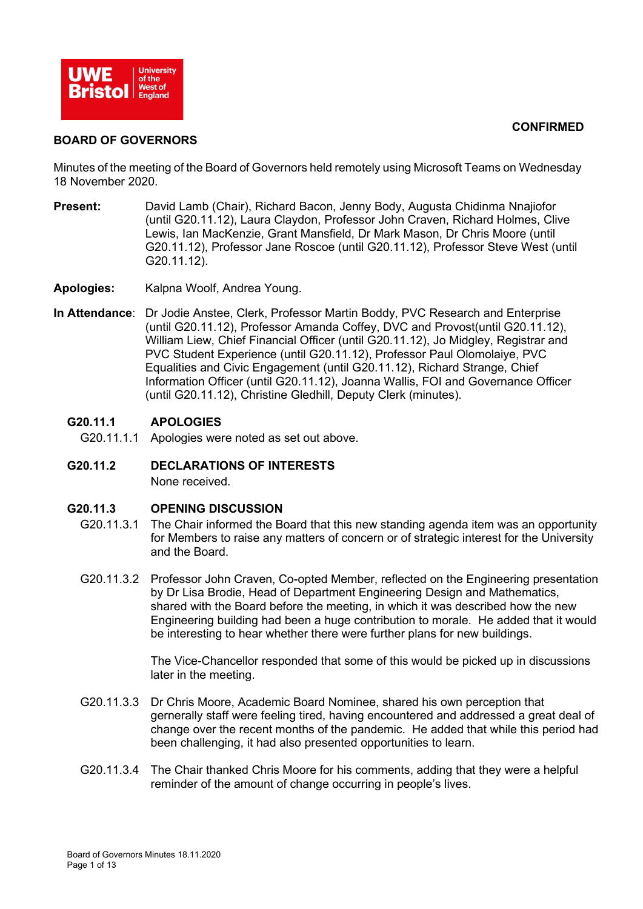UWE Bristol | University of the West of England

**CONFIRMED**

**BOARD OF GOVERNORS**

Minutes of the meeting of the Board of Governors held remotely using Microsoft Teams on Wednesday 18 November 2020.

**Present:** David Lamb (Chair), Richard Bacon, Jenny Body, Augusta Chidinma Nnajiofor (until G20.11.12), Laura Claydon, Professor John Craven, Richard Holmes, Clive Lewis, Ian MacKenzie, Grant Mansfield, Dr Mark Mason, Dr Chris Moore (until G20.11.12), Professor Jane Roscoe (until G20.11.12), Professor Steve West (until G20.11.12).

**Apologies:** Kalpna Woolf, Andrea Young.

**In Attendance**: Dr Jodie Anstee, Clerk, Professor Martin Boddy, PVC Research and Enterprise (until G20.11.12), Professor Amanda Coffey, DVC and Provost(until G20.11.12), William Liew, Chief Financial Officer (until G20.11.12), Jo Midgley, Registrar and PVC Student Experience (until G20.11.12), Professor Paul Olomolaiye, PVC Equalities and Civic Engagement (until G20.11.12), Richard Strange, Chief Information Officer (until G20.11.12), Joanna Wallis, FOI and Governance Officer (until G20.11.12), Christine Gledhill, Deputy Clerk (minutes).

## G20.11.1 APOLOGIES

G20.11.1.1 Apologies were noted as set out above.

## G20.11.2 DECLARATIONS OF INTERESTS

None received.

## G20.11.3 OPENING DISCUSSION

G20.11.3.1 The Chair informed the Board that this new standing agenda item was an opportunity for Members to raise any matters of concern or of strategic interest for the University and the Board.

G20.11.3.2 Professor John Craven, Co-opted Member, reflected on the Engineering presentation by Dr Lisa Brodie, Head of Department Engineering Design and Mathematics, shared with the Board before the meeting, in which it was described how the new Engineering building had been a huge contribution to morale. He added that it would be interesting to hear whether there were further plans for new buildings.

The Vice-Chancellor responded that some of this would be picked up in discussions later in the meeting.

G20.11.3.3 Dr Chris Moore, Academic Board Nominee, shared his own perception that gernerally staff were feeling tired, having encountered and addressed a great deal of change over the recent months of the pandemic. He added that while this period had been challenging, it had also presented opportunities to learn.

G20.11.3.4 The Chair thanked Chris Moore for his comments, adding that they were a helpful reminder of the amount of change occurring in people's lives.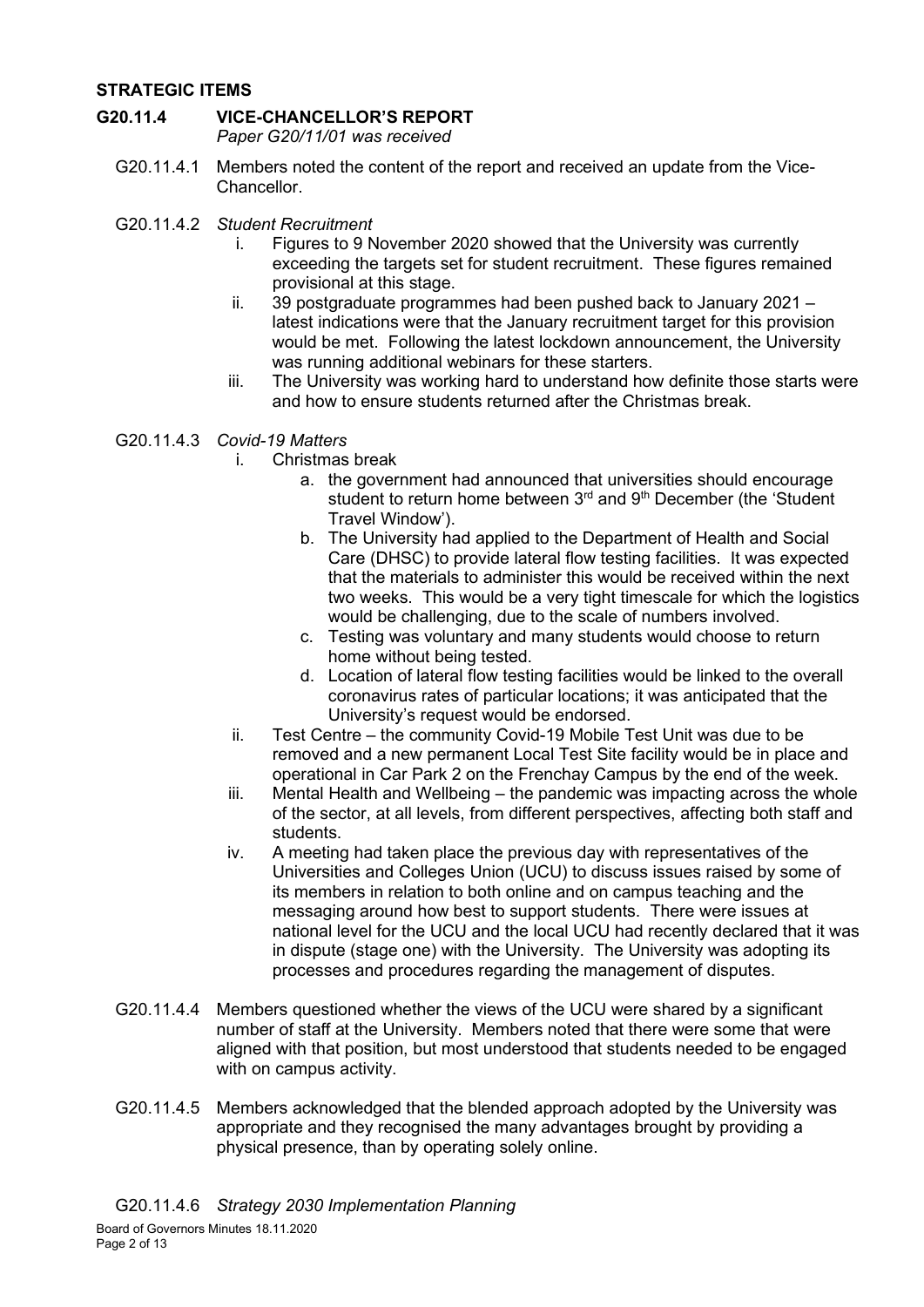## STRATEGIC ITEMS

### G20.11.4 VICE-CHANCELLOR'S REPORT

*Paper G20/11/01 was received*

G20.11.4.1 Members noted the content of the report and received an update from the Vice-Chancellor.

G20.11.4.2 *Student Recruitment*

- i. Figures to 9 November 2020 showed that the University was currently exceeding the targets set for student recruitment. These figures remained provisional at this stage.
- ii. 39 postgraduate programmes had been pushed back to January 2021 – latest indications were that the January recruitment target for this provision would be met. Following the latest lockdown announcement, the University was running additional webinars for these starters.
- iii. The University was working hard to understand how definite those starts were and how to ensure students returned after the Christmas break.

G20.11.4.3 *Covid-19 Matters*

- i. Christmas break
  - a. the government had announced that universities should encourage student to return home between 3rd and 9th December (the 'Student Travel Window').
  - b. The University had applied to the Department of Health and Social Care (DHSC) to provide lateral flow testing facilities. It was expected that the materials to administer this would be received within the next two weeks. This would be a very tight timescale for which the logistics would be challenging, due to the scale of numbers involved.
  - c. Testing was voluntary and many students would choose to return home without being tested.
  - d. Location of lateral flow testing facilities would be linked to the overall coronavirus rates of particular locations; it was anticipated that the University's request would be endorsed.
- ii. Test Centre – the community Covid-19 Mobile Test Unit was due to be removed and a new permanent Local Test Site facility would be in place and operational in Car Park 2 on the Frenchay Campus by the end of the week.
- iii. Mental Health and Wellbeing – the pandemic was impacting across the whole of the sector, at all levels, from different perspectives, affecting both staff and students.
- iv. A meeting had taken place the previous day with representatives of the Universities and Colleges Union (UCU) to discuss issues raised by some of its members in relation to both online and on campus teaching and the messaging around how best to support students. There were issues at national level for the UCU and the local UCU had recently declared that it was in dispute (stage one) with the University. The University was adopting its processes and procedures regarding the management of disputes.

G20.11.4.4 Members questioned whether the views of the UCU were shared by a significant number of staff at the University. Members noted that there were some that were aligned with that position, but most understood that students needed to be engaged with on campus activity.

G20.11.4.5 Members acknowledged that the blended approach adopted by the University was appropriate and they recognised the many advantages brought by providing a physical presence, than by operating solely online.

G20.11.4.6 *Strategy 2030 Implementation Planning*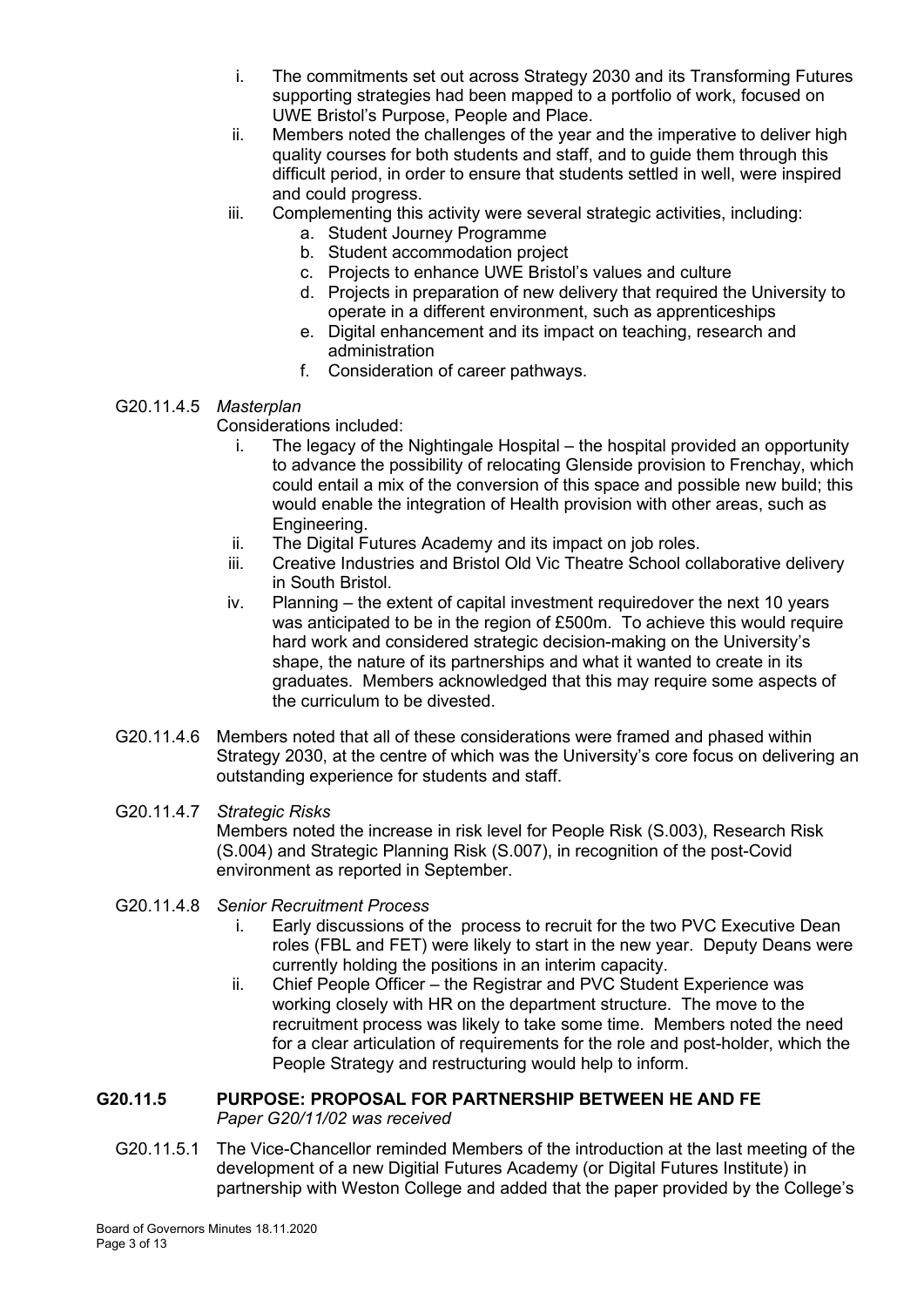i. The commitments set out across Strategy 2030 and its Transforming Futures supporting strategies had been mapped to a portfolio of work, focused on UWE Bristol's Purpose, People and Place.

ii. Members noted the challenges of the year and the imperative to deliver high quality courses for both students and staff, and to guide them through this difficult period, in order to ensure that students settled in well, were inspired and could progress.

iii. Complementing this activity were several strategic activities, including:

   a. Student Journey Programme
   b. Student accommodation project
   c. Projects to enhance UWE Bristol's values and culture
   d. Projects in preparation of new delivery that required the University to operate in a different environment, such as apprenticeships
   e. Digital enhancement and its impact on teaching, research and administration
   f. Consideration of career pathways.

G20.11.4.5 *Masterplan*

Considerations included:

i. The legacy of the Nightingale Hospital – the hospital provided an opportunity to advance the possibility of relocating Glenside provision to Frenchay, which could entail a mix of the conversion of this space and possible new build; this would enable the integration of Health provision with other areas, such as Engineering.

ii. The Digital Futures Academy and its impact on job roles.

iii. Creative Industries and Bristol Old Vic Theatre School collaborative delivery in South Bristol.

iv. Planning – the extent of capital investment requiredover the next 10 years was anticipated to be in the region of £500m. To achieve this would require hard work and considered strategic decision-making on the University's shape, the nature of its partnerships and what it wanted to create in its graduates. Members acknowledged that this may require some aspects of the curriculum to be divested.

G20.11.4.6 Members noted that all of these considerations were framed and phased within Strategy 2030, at the centre of which was the University's core focus on delivering an outstanding experience for students and staff.

G20.11.4.7 *Strategic Risks*

Members noted the increase in risk level for People Risk (S.003), Research Risk (S.004) and Strategic Planning Risk (S.007), in recognition of the post-Covid environment as reported in September.

G20.11.4.8 *Senior Recruitment Process*

i. Early discussions of the process to recruit for the two PVC Executive Dean roles (FBL and FET) were likely to start in the new year. Deputy Deans were currently holding the positions in an interim capacity.

ii. Chief People Officer – the Registrar and PVC Student Experience was working closely with HR on the department structure. The move to the recruitment process was likely to take some time. Members noted the need for a clear articulation of requirements for the role and post-holder, which the People Strategy and restructuring would help to inform.

## G20.11.5 PURPOSE: PROPOSAL FOR PARTNERSHIP BETWEEN HE AND FE

*Paper G20/11/02 was received*

G20.11.5.1 The Vice-Chancellor reminded Members of the introduction at the last meeting of the development of a new Digitial Futures Academy (or Digital Futures Institute) in partnership with Weston College and added that the paper provided by the College's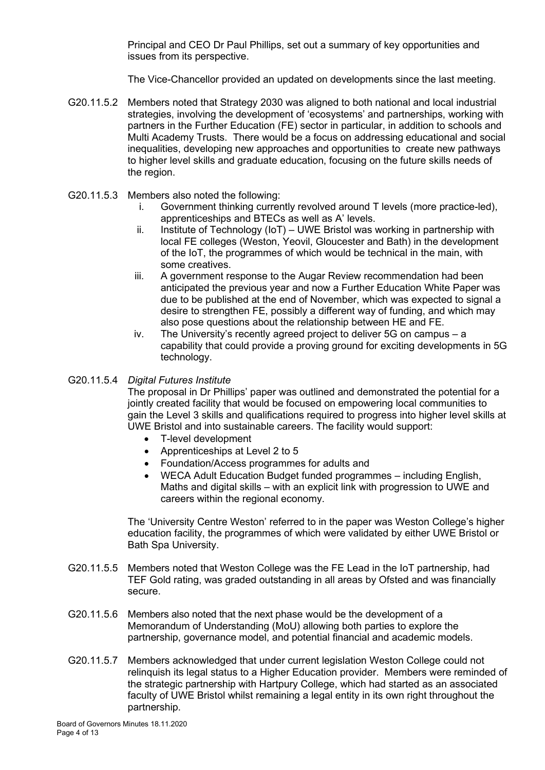Principal and CEO Dr Paul Phillips, set out a summary of key opportunities and issues from its perspective.

The Vice-Chancellor provided an updated on developments since the last meeting.

G20.11.5.2 Members noted that Strategy 2030 was aligned to both national and local industrial strategies, involving the development of 'ecosystems' and partnerships, working with partners in the Further Education (FE) sector in particular, in addition to schools and Multi Academy Trusts. There would be a focus on addressing educational and social inequalities, developing new approaches and opportunities to create new pathways to higher level skills and graduate education, focusing on the future skills needs of the region.

G20.11.5.3 Members also noted the following:

i. Government thinking currently revolved around T levels (more practice-led), apprenticeships and BTECs as well as A' levels.
ii. Institute of Technology (IoT) – UWE Bristol was working in partnership with local FE colleges (Weston, Yeovil, Gloucester and Bath) in the development of the IoT, the programmes of which would be technical in the main, with some creatives.
iii. A government response to the Augar Review recommendation had been anticipated the previous year and now a Further Education White Paper was due to be published at the end of November, which was expected to signal a desire to strengthen FE, possibly a different way of funding, and which may also pose questions about the relationship between HE and FE.
iv. The University's recently agreed project to deliver 5G on campus – a capability that could provide a proving ground for exciting developments in 5G technology.

G20.11.5.4 *Digital Futures Institute*

The proposal in Dr Phillips' paper was outlined and demonstrated the potential for a jointly created facility that would be focused on empowering local communities to gain the Level 3 skills and qualifications required to progress into higher level skills at UWE Bristol and into sustainable careers. The facility would support:

- T-level development
- Apprenticeships at Level 2 to 5
- Foundation/Access programmes for adults and
- WECA Adult Education Budget funded programmes – including English, Maths and digital skills – with an explicit link with progression to UWE and careers within the regional economy.

The 'University Centre Weston' referred to in the paper was Weston College's higher education facility, the programmes of which were validated by either UWE Bristol or Bath Spa University.

G20.11.5.5 Members noted that Weston College was the FE Lead in the IoT partnership, had TEF Gold rating, was graded outstanding in all areas by Ofsted and was financially secure.

G20.11.5.6 Members also noted that the next phase would be the development of a Memorandum of Understanding (MoU) allowing both parties to explore the partnership, governance model, and potential financial and academic models.

G20.11.5.7 Members acknowledged that under current legislation Weston College could not relinquish its legal status to a Higher Education provider. Members were reminded of the strategic partnership with Hartpury College, which had started as an associated faculty of UWE Bristol whilst remaining a legal entity in its own right throughout the partnership.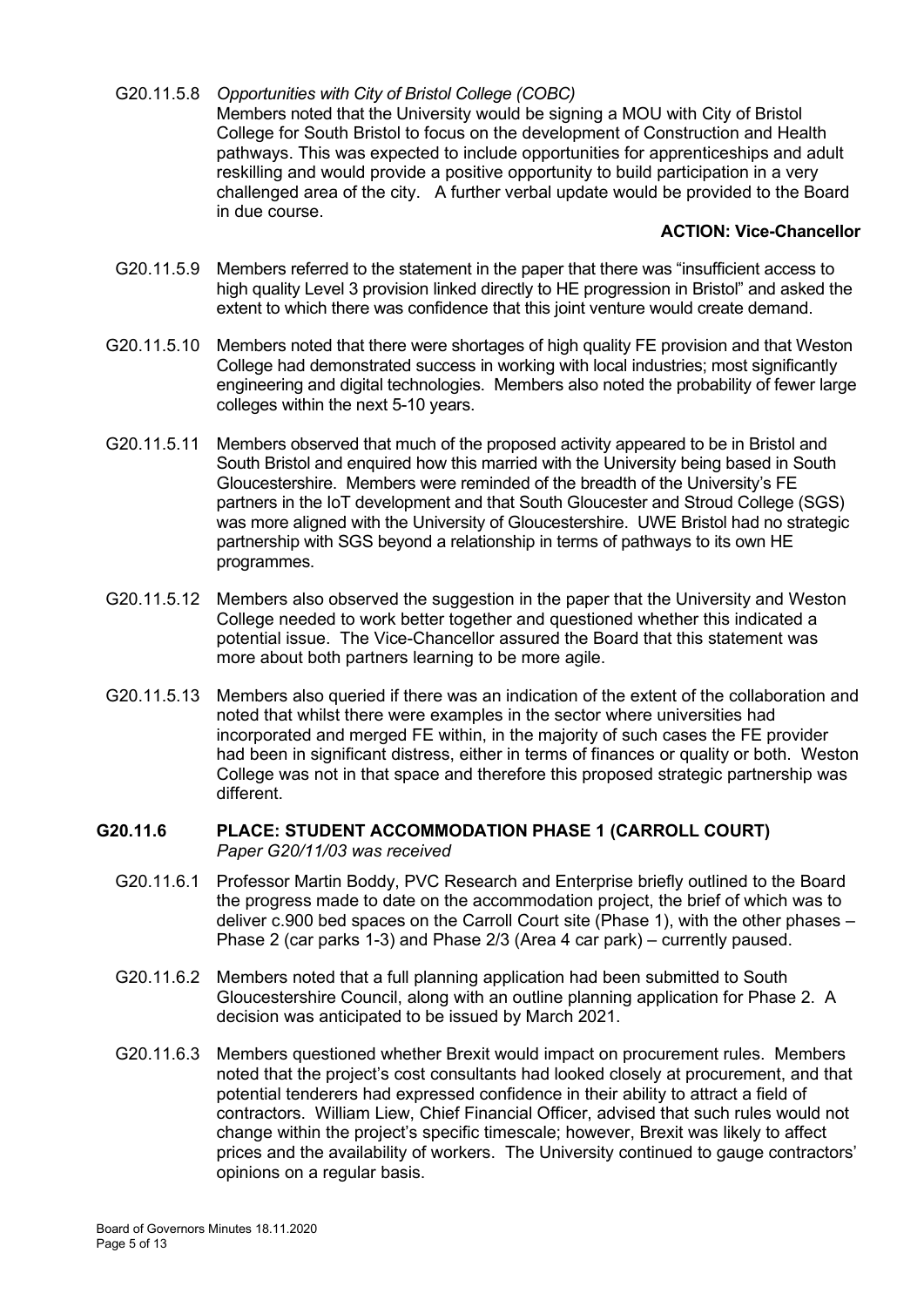G20.11.5.8 *Opportunities with City of Bristol College (COBC)*
Members noted that the University would be signing a MOU with City of Bristol College for South Bristol to focus on the development of Construction and Health pathways. This was expected to include opportunities for apprenticeships and adult reskilling and would provide a positive opportunity to build participation in a very challenged area of the city. A further verbal update would be provided to the Board in due course.

**ACTION: Vice-Chancellor**

G20.11.5.9 Members referred to the statement in the paper that there was "insufficient access to high quality Level 3 provision linked directly to HE progression in Bristol" and asked the extent to which there was confidence that this joint venture would create demand.

G20.11.5.10 Members noted that there were shortages of high quality FE provision and that Weston College had demonstrated success in working with local industries; most significantly engineering and digital technologies. Members also noted the probability of fewer large colleges within the next 5-10 years.

G20.11.5.11 Members observed that much of the proposed activity appeared to be in Bristol and South Bristol and enquired how this married with the University being based in South Gloucestershire. Members were reminded of the breadth of the University's FE partners in the IoT development and that South Gloucester and Stroud College (SGS) was more aligned with the University of Gloucestershire. UWE Bristol had no strategic partnership with SGS beyond a relationship in terms of pathways to its own HE programmes.

G20.11.5.12 Members also observed the suggestion in the paper that the University and Weston College needed to work better together and questioned whether this indicated a potential issue. The Vice-Chancellor assured the Board that this statement was more about both partners learning to be more agile.

G20.11.5.13 Members also queried if there was an indication of the extent of the collaboration and noted that whilst there were examples in the sector where universities had incorporated and merged FE within, in the majority of such cases the FE provider had been in significant distress, either in terms of finances or quality or both. Weston College was not in that space and therefore this proposed strategic partnership was different.

## G20.11.6 PLACE: STUDENT ACCOMMODATION PHASE 1 (CARROLL COURT)

*Paper G20/11/03 was received*

G20.11.6.1 Professor Martin Boddy, PVC Research and Enterprise briefly outlined to the Board the progress made to date on the accommodation project, the brief of which was to deliver c.900 bed spaces on the Carroll Court site (Phase 1), with the other phases – Phase 2 (car parks 1-3) and Phase 2/3 (Area 4 car park) – currently paused.

G20.11.6.2 Members noted that a full planning application had been submitted to South Gloucestershire Council, along with an outline planning application for Phase 2. A decision was anticipated to be issued by March 2021.

G20.11.6.3 Members questioned whether Brexit would impact on procurement rules. Members noted that the project's cost consultants had looked closely at procurement, and that potential tenderers had expressed confidence in their ability to attract a field of contractors. William Liew, Chief Financial Officer, advised that such rules would not change within the project's specific timescale; however, Brexit was likely to affect prices and the availability of workers. The University continued to gauge contractors' opinions on a regular basis.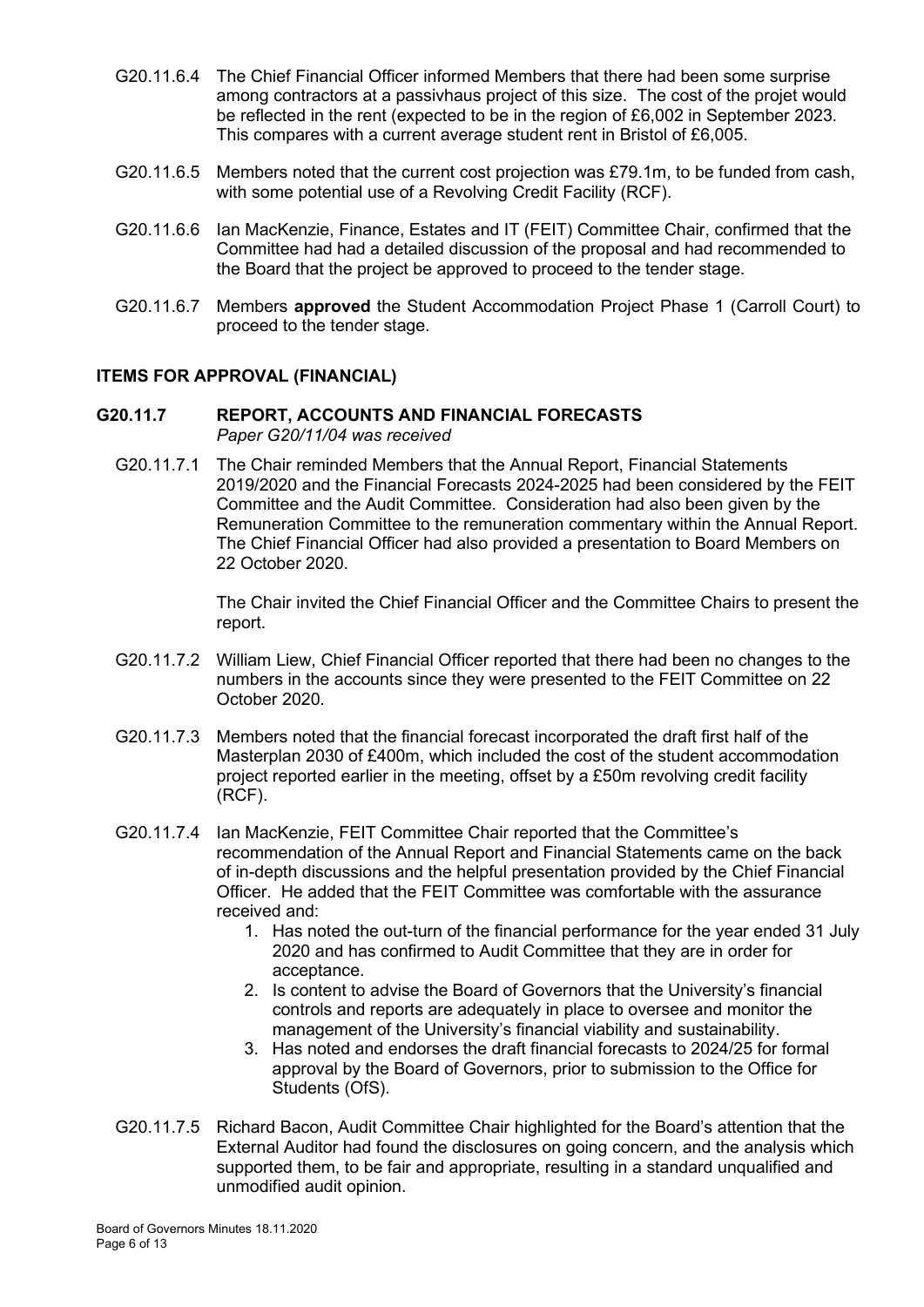G20.11.6.4 The Chief Financial Officer informed Members that there had been some surprise among contractors at a passivhaus project of this size. The cost of the projet would be reflected in the rent (expected to be in the region of £6,002 in September 2023. This compares with a current average student rent in Bristol of £6,005.

G20.11.6.5 Members noted that the current cost projection was £79.1m, to be funded from cash, with some potential use of a Revolving Credit Facility (RCF).

G20.11.6.6 Ian MacKenzie, Finance, Estates and IT (FEIT) Committee Chair, confirmed that the Committee had had a detailed discussion of the proposal and had recommended to the Board that the project be approved to proceed to the tender stage.

G20.11.6.7 Members **approved** the Student Accommodation Project Phase 1 (Carroll Court) to proceed to the tender stage.

## ITEMS FOR APPROVAL (FINANCIAL)

## G20.11.7 REPORT, ACCOUNTS AND FINANCIAL FORECASTS

*Paper G20/11/04 was received*

G20.11.7.1 The Chair reminded Members that the Annual Report, Financial Statements 2019/2020 and the Financial Forecasts 2024-2025 had been considered by the FEIT Committee and the Audit Committee. Consideration had also been given by the Remuneration Committee to the remuneration commentary within the Annual Report. The Chief Financial Officer had also provided a presentation to Board Members on 22 October 2020.

The Chair invited the Chief Financial Officer and the Committee Chairs to present the report.

G20.11.7.2 William Liew, Chief Financial Officer reported that there had been no changes to the numbers in the accounts since they were presented to the FEIT Committee on 22 October 2020.

G20.11.7.3 Members noted that the financial forecast incorporated the draft first half of the Masterplan 2030 of £400m, which included the cost of the student accommodation project reported earlier in the meeting, offset by a £50m revolving credit facility (RCF).

G20.11.7.4 Ian MacKenzie, FEIT Committee Chair reported that the Committee's recommendation of the Annual Report and Financial Statements came on the back of in-depth discussions and the helpful presentation provided by the Chief Financial Officer. He added that the FEIT Committee was comfortable with the assurance received and:

1. Has noted the out-turn of the financial performance for the year ended 31 July 2020 and has confirmed to Audit Committee that they are in order for acceptance.
2. Is content to advise the Board of Governors that the University's financial controls and reports are adequately in place to oversee and monitor the management of the University's financial viability and sustainability.
3. Has noted and endorses the draft financial forecasts to 2024/25 for formal approval by the Board of Governors, prior to submission to the Office for Students (OfS).

G20.11.7.5 Richard Bacon, Audit Committee Chair highlighted for the Board's attention that the External Auditor had found the disclosures on going concern, and the analysis which supported them, to be fair and appropriate, resulting in a standard unqualified and unmodified audit opinion.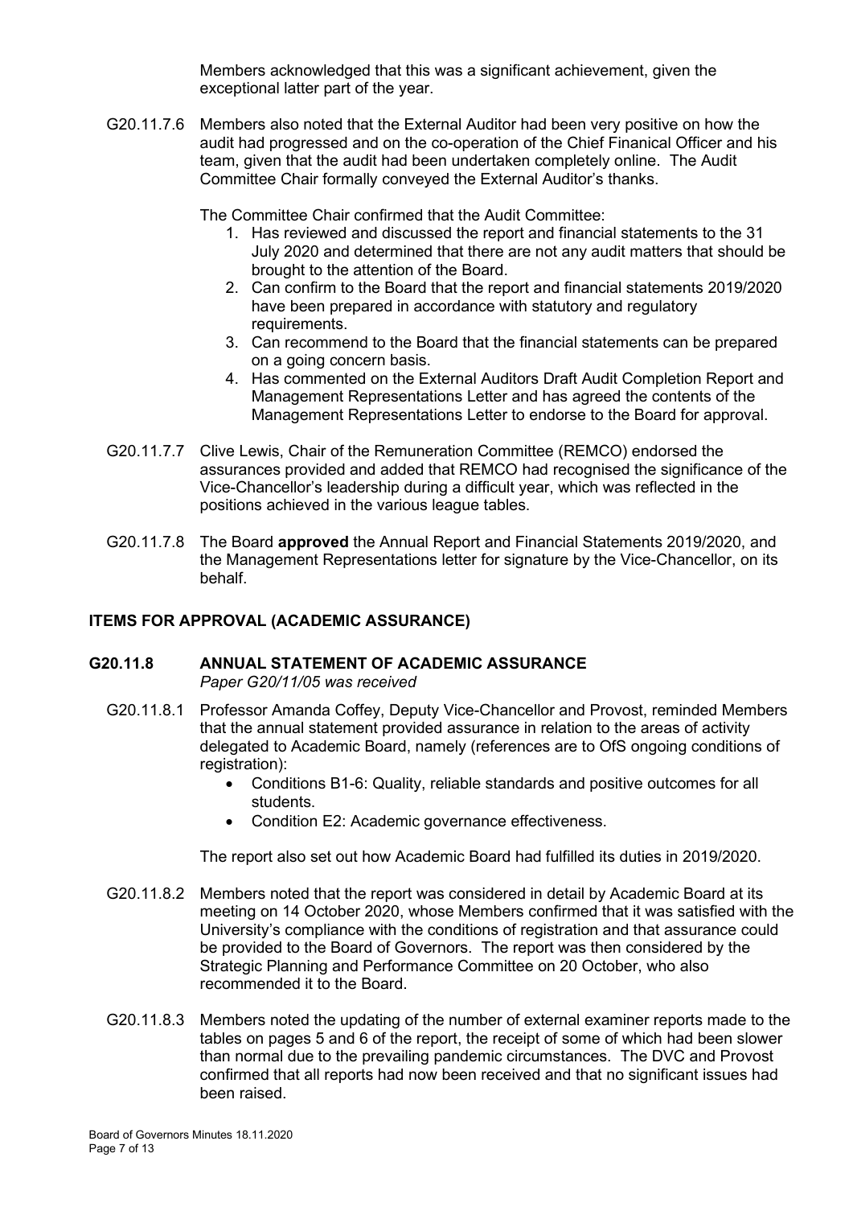Members acknowledged that this was a significant achievement, given the exceptional latter part of the year.

G20.11.7.6 Members also noted that the External Auditor had been very positive on how the audit had progressed and on the co-operation of the Chief Finanical Officer and his team, given that the audit had been undertaken completely online. The Audit Committee Chair formally conveyed the External Auditor's thanks.

The Committee Chair confirmed that the Audit Committee:

1. Has reviewed and discussed the report and financial statements to the 31 July 2020 and determined that there are not any audit matters that should be brought to the attention of the Board.
2. Can confirm to the Board that the report and financial statements 2019/2020 have been prepared in accordance with statutory and regulatory requirements.
3. Can recommend to the Board that the financial statements can be prepared on a going concern basis.
4. Has commented on the External Auditors Draft Audit Completion Report and Management Representations Letter and has agreed the contents of the Management Representations Letter to endorse to the Board for approval.

G20.11.7.7 Clive Lewis, Chair of the Remuneration Committee (REMCO) endorsed the assurances provided and added that REMCO had recognised the significance of the Vice-Chancellor's leadership during a difficult year, which was reflected in the positions achieved in the various league tables.

G20.11.7.8 The Board **approved** the Annual Report and Financial Statements 2019/2020, and the Management Representations letter for signature by the Vice-Chancellor, on its behalf.

## ITEMS FOR APPROVAL (ACADEMIC ASSURANCE)

### G20.11.8 ANNUAL STATEMENT OF ACADEMIC ASSURANCE

*Paper G20/11/05 was received*

G20.11.8.1 Professor Amanda Coffey, Deputy Vice-Chancellor and Provost, reminded Members that the annual statement provided assurance in relation to the areas of activity delegated to Academic Board, namely (references are to OfS ongoing conditions of registration):

- Conditions B1-6: Quality, reliable standards and positive outcomes for all students.
- Condition E2: Academic governance effectiveness.

The report also set out how Academic Board had fulfilled its duties in 2019/2020.

G20.11.8.2 Members noted that the report was considered in detail by Academic Board at its meeting on 14 October 2020, whose Members confirmed that it was satisfied with the University's compliance with the conditions of registration and that assurance could be provided to the Board of Governors. The report was then considered by the Strategic Planning and Performance Committee on 20 October, who also recommended it to the Board.

G20.11.8.3 Members noted the updating of the number of external examiner reports made to the tables on pages 5 and 6 of the report, the receipt of some of which had been slower than normal due to the prevailing pandemic circumstances. The DVC and Provost confirmed that all reports had now been received and that no significant issues had been raised.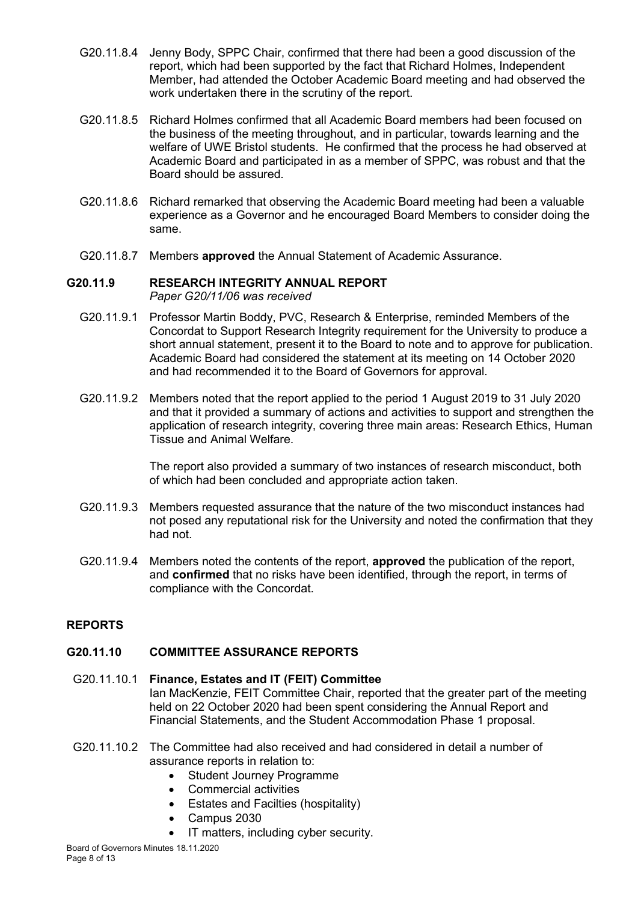G20.11.8.4 Jenny Body, SPPC Chair, confirmed that there had been a good discussion of the report, which had been supported by the fact that Richard Holmes, Independent Member, had attended the October Academic Board meeting and had observed the work undertaken there in the scrutiny of the report.

G20.11.8.5 Richard Holmes confirmed that all Academic Board members had been focused on the business of the meeting throughout, and in particular, towards learning and the welfare of UWE Bristol students. He confirmed that the process he had observed at Academic Board and participated in as a member of SPPC, was robust and that the Board should be assured.

G20.11.8.6 Richard remarked that observing the Academic Board meeting had been a valuable experience as a Governor and he encouraged Board Members to consider doing the same.

G20.11.8.7 Members **approved** the Annual Statement of Academic Assurance.

## G20.11.9 RESEARCH INTEGRITY ANNUAL REPORT

*Paper G20/11/06 was received*

G20.11.9.1 Professor Martin Boddy, PVC, Research & Enterprise, reminded Members of the Concordat to Support Research Integrity requirement for the University to produce a short annual statement, present it to the Board to note and to approve for publication. Academic Board had considered the statement at its meeting on 14 October 2020 and had recommended it to the Board of Governors for approval.

G20.11.9.2 Members noted that the report applied to the period 1 August 2019 to 31 July 2020 and that it provided a summary of actions and activities to support and strengthen the application of research integrity, covering three main areas: Research Ethics, Human Tissue and Animal Welfare.

The report also provided a summary of two instances of research misconduct, both of which had been concluded and appropriate action taken.

G20.11.9.3 Members requested assurance that the nature of the two misconduct instances had not posed any reputational risk for the University and noted the confirmation that they had not.

G20.11.9.4 Members noted the contents of the report, **approved** the publication of the report, and **confirmed** that no risks have been identified, through the report, in terms of compliance with the Concordat.

## REPORTS

## G20.11.10 COMMITTEE ASSURANCE REPORTS

G20.11.10.1 **Finance, Estates and IT (FEIT) Committee**
Ian MacKenzie, FEIT Committee Chair, reported that the greater part of the meeting held on 22 October 2020 had been spent considering the Annual Report and Financial Statements, and the Student Accommodation Phase 1 proposal.

G20.11.10.2 The Committee had also received and had considered in detail a number of assurance reports in relation to:

- Student Journey Programme
- Commercial activities
- Estates and Facilties (hospitality)
- Campus 2030
- IT matters, including cyber security.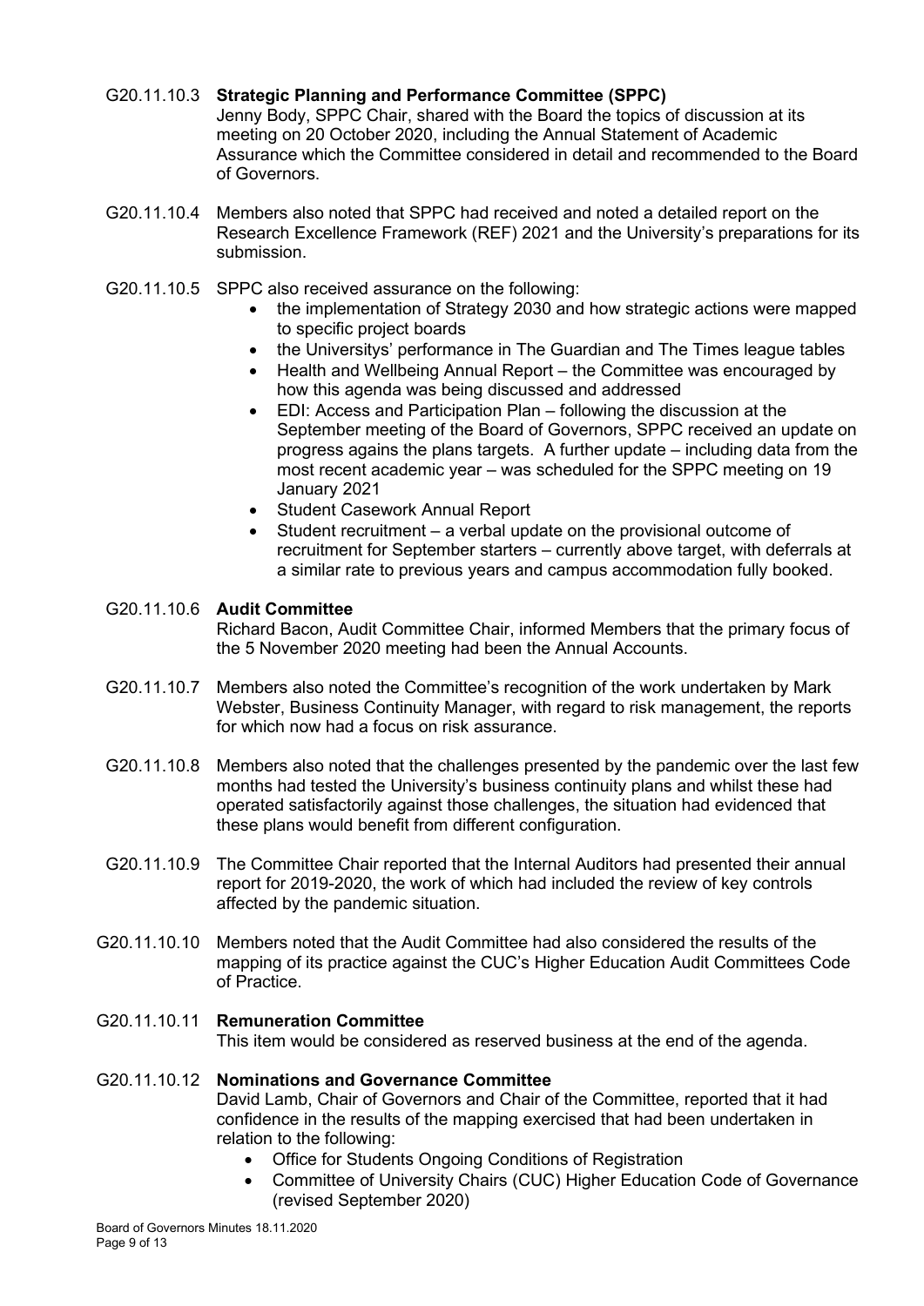G20.11.10.3 **Strategic Planning and Performance Committee (SPPC)**
Jenny Body, SPPC Chair, shared with the Board the topics of discussion at its meeting on 20 October 2020, including the Annual Statement of Academic Assurance which the Committee considered in detail and recommended to the Board of Governors.

G20.11.10.4 Members also noted that SPPC had received and noted a detailed report on the Research Excellence Framework (REF) 2021 and the University's preparations for its submission.

G20.11.10.5 SPPC also received assurance on the following:

- the implementation of Strategy 2030 and how strategic actions were mapped to specific project boards
- the Universitys' performance in The Guardian and The Times league tables
- Health and Wellbeing Annual Report – the Committee was encouraged by how this agenda was being discussed and addressed
- EDI: Access and Participation Plan – following the discussion at the September meeting of the Board of Governors, SPPC received an update on progress agains the plans targets. A further update – including data from the most recent academic year – was scheduled for the SPPC meeting on 19 January 2021
- Student Casework Annual Report
- Student recruitment – a verbal update on the provisional outcome of recruitment for September starters – currently above target, with deferrals at a similar rate to previous years and campus accommodation fully booked.

G20.11.10.6 **Audit Committee**
Richard Bacon, Audit Committee Chair, informed Members that the primary focus of the 5 November 2020 meeting had been the Annual Accounts.

G20.11.10.7 Members also noted the Committee's recognition of the work undertaken by Mark Webster, Business Continuity Manager, with regard to risk management, the reports for which now had a focus on risk assurance.

G20.11.10.8 Members also noted that the challenges presented by the pandemic over the last few months had tested the University's business continuity plans and whilst these had operated satisfactorily against those challenges, the situation had evidenced that these plans would benefit from different configuration.

G20.11.10.9 The Committee Chair reported that the Internal Auditors had presented their annual report for 2019-2020, the work of which had included the review of key controls affected by the pandemic situation.

G20.11.10.10 Members noted that the Audit Committee had also considered the results of the mapping of its practice against the CUC's Higher Education Audit Committees Code of Practice.

G20.11.10.11 **Remuneration Committee**
This item would be considered as reserved business at the end of the agenda.

G20.11.10.12 **Nominations and Governance Committee**
David Lamb, Chair of Governors and Chair of the Committee, reported that it had confidence in the results of the mapping exercised that had been undertaken in relation to the following:

- Office for Students Ongoing Conditions of Registration
- Committee of University Chairs (CUC) Higher Education Code of Governance (revised September 2020)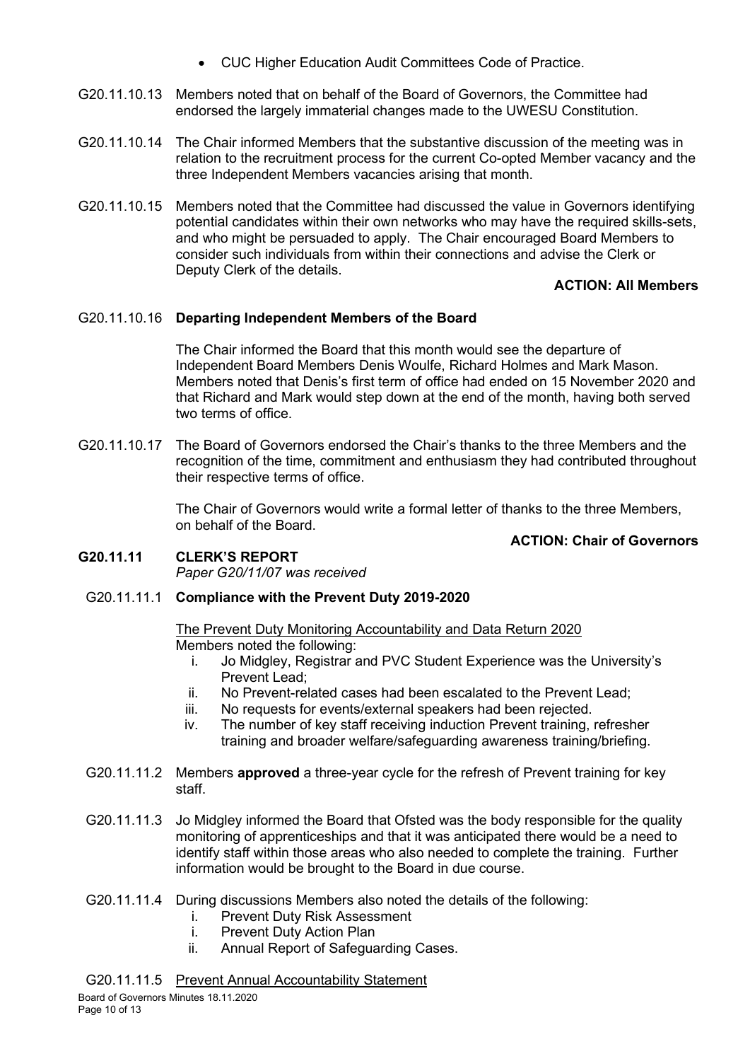- CUC Higher Education Audit Committees Code of Practice.

G20.11.10.13 Members noted that on behalf of the Board of Governors, the Committee had endorsed the largely immaterial changes made to the UWESU Constitution.

G20.11.10.14 The Chair informed Members that the substantive discussion of the meeting was in relation to the recruitment process for the current Co-opted Member vacancy and the three Independent Members vacancies arising that month.

G20.11.10.15 Members noted that the Committee had discussed the value in Governors identifying potential candidates within their own networks who may have the required skills-sets, and who might be persuaded to apply. The Chair encouraged Board Members to consider such individuals from within their connections and advise the Clerk or Deputy Clerk of the details.

**ACTION: All Members**

G20.11.10.16 **Departing Independent Members of the Board**

The Chair informed the Board that this month would see the departure of Independent Board Members Denis Woulfe, Richard Holmes and Mark Mason. Members noted that Denis's first term of office had ended on 15 November 2020 and that Richard and Mark would step down at the end of the month, having both served two terms of office.

G20.11.10.17 The Board of Governors endorsed the Chair's thanks to the three Members and the recognition of the time, commitment and enthusiasm they had contributed throughout their respective terms of office.

The Chair of Governors would write a formal letter of thanks to the three Members, on behalf of the Board.

**ACTION: Chair of Governors**

## G20.11.11 CLERK'S REPORT

*Paper G20/11/07 was received*

G20.11.11.1 **Compliance with the Prevent Duty 2019-2020**

The Prevent Duty Monitoring Accountability and Data Return 2020

Members noted the following:

i. Jo Midgley, Registrar and PVC Student Experience was the University's Prevent Lead;
ii. No Prevent-related cases had been escalated to the Prevent Lead;
iii. No requests for events/external speakers had been rejected.
iv. The number of key staff receiving induction Prevent training, refresher training and broader welfare/safeguarding awareness training/briefing.

G20.11.11.2 Members **approved** a three-year cycle for the refresh of Prevent training for key staff.

G20.11.11.3 Jo Midgley informed the Board that Ofsted was the body responsible for the quality monitoring of apprenticeships and that it was anticipated there would be a need to identify staff within those areas who also needed to complete the training. Further information would be brought to the Board in due course.

G20.11.11.4 During discussions Members also noted the details of the following:

i. Prevent Duty Risk Assessment
i. Prevent Duty Action Plan
ii. Annual Report of Safeguarding Cases.

G20.11.11.5 Prevent Annual Accountability Statement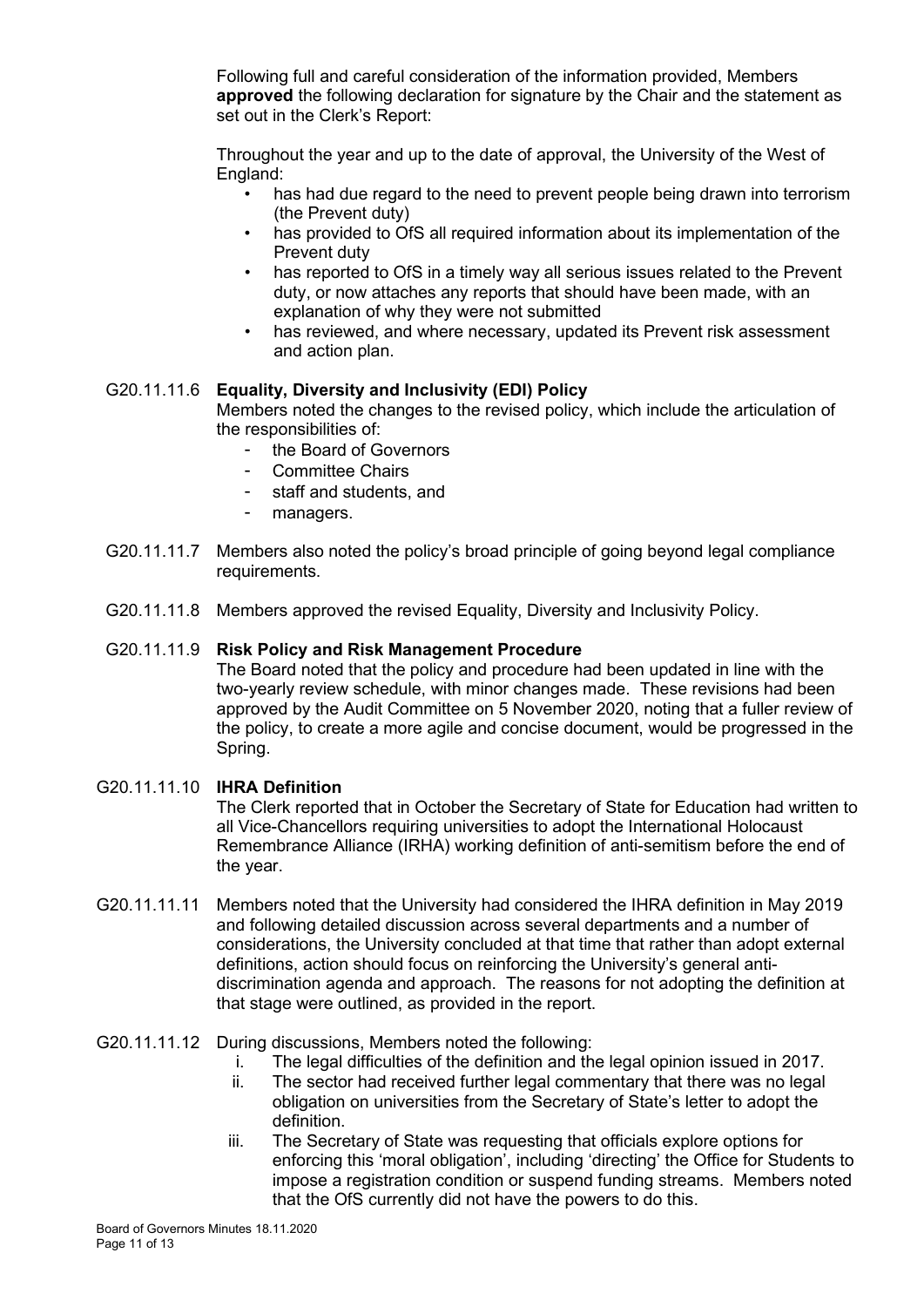Following full and careful consideration of the information provided, Members **approved** the following declaration for signature by the Chair and the statement as set out in the Clerk's Report:

Throughout the year and up to the date of approval, the University of the West of England:

- has had due regard to the need to prevent people being drawn into terrorism (the Prevent duty)
- has provided to OfS all required information about its implementation of the Prevent duty
- has reported to OfS in a timely way all serious issues related to the Prevent duty, or now attaches any reports that should have been made, with an explanation of why they were not submitted
- has reviewed, and where necessary, updated its Prevent risk assessment and action plan.

G20.11.11.6 **Equality, Diversity and Inclusivity (EDI) Policy**

Members noted the changes to the revised policy, which include the articulation of the responsibilities of:

- the Board of Governors
- Committee Chairs
- staff and students, and
- managers.

G20.11.11.7 Members also noted the policy's broad principle of going beyond legal compliance requirements.

G20.11.11.8 Members approved the revised Equality, Diversity and Inclusivity Policy.

G20.11.11.9 **Risk Policy and Risk Management Procedure**

The Board noted that the policy and procedure had been updated in line with the two-yearly review schedule, with minor changes made. These revisions had been approved by the Audit Committee on 5 November 2020, noting that a fuller review of the policy, to create a more agile and concise document, would be progressed in the Spring.

G20.11.11.10 **IHRA Definition**

The Clerk reported that in October the Secretary of State for Education had written to all Vice-Chancellors requiring universities to adopt the International Holocaust Remembrance Alliance (IRHA) working definition of anti-semitism before the end of the year.

G20.11.11.11 Members noted that the University had considered the IHRA definition in May 2019 and following detailed discussion across several departments and a number of considerations, the University concluded at that time that rather than adopt external definitions, action should focus on reinforcing the University's general anti-discrimination agenda and approach. The reasons for not adopting the definition at that stage were outlined, as provided in the report.

G20.11.11.12 During discussions, Members noted the following:

i. The legal difficulties of the definition and the legal opinion issued in 2017.
ii. The sector had received further legal commentary that there was no legal obligation on universities from the Secretary of State's letter to adopt the definition.
iii. The Secretary of State was requesting that officials explore options for enforcing this 'moral obligation', including 'directing' the Office for Students to impose a registration condition or suspend funding streams. Members noted that the OfS currently did not have the powers to do this.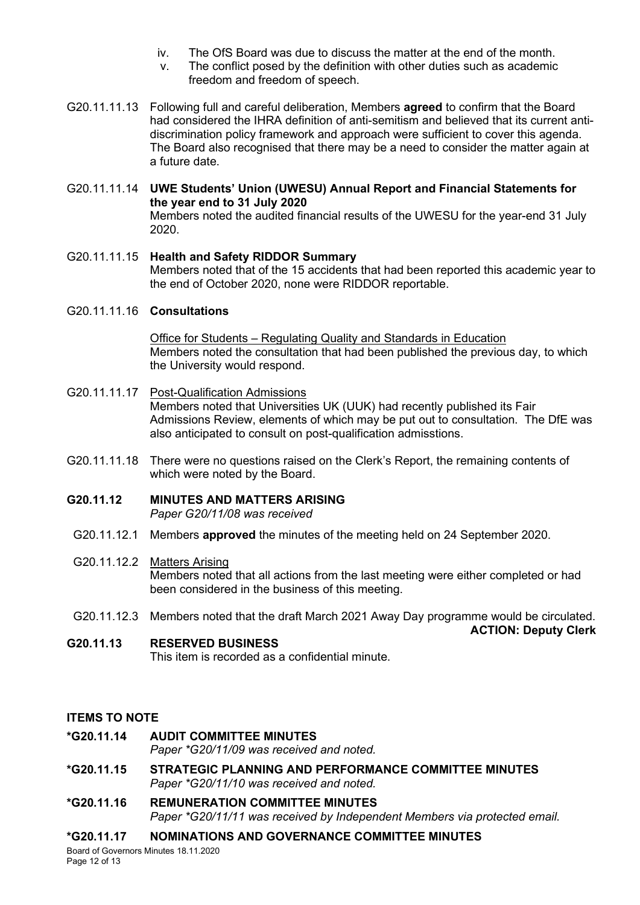iv. The OfS Board was due to discuss the matter at the end of the month.
v. The conflict posed by the definition with other duties such as academic freedom and freedom of speech.

G20.11.11.13 Following full and careful deliberation, Members **agreed** to confirm that the Board had considered the IHRA definition of anti-semitism and believed that its current anti-discrimination policy framework and approach were sufficient to cover this agenda. The Board also recognised that there may be a need to consider the matter again at a future date.

G20.11.11.14 **UWE Students' Union (UWESU) Annual Report and Financial Statements for the year end to 31 July 2020**
Members noted the audited financial results of the UWESU for the year-end 31 July 2020.

G20.11.11.15 **Health and Safety RIDDOR Summary**
Members noted that of the 15 accidents that had been reported this academic year to the end of October 2020, none were RIDDOR reportable.

G20.11.11.16 **Consultations**

Office for Students – Regulating Quality and Standards in Education
Members noted the consultation that had been published the previous day, to which the University would respond.

G20.11.11.17 Post-Qualification Admissions
Members noted that Universities UK (UUK) had recently published its Fair Admissions Review, elements of which may be put out to consultation. The DfE was also anticipated to consult on post-qualification admisstions.

G20.11.11.18 There were no questions raised on the Clerk's Report, the remaining contents of which were noted by the Board.

**G20.11.12 MINUTES AND MATTERS ARISING**
*Paper G20/11/08 was received*

G20.11.12.1 Members **approved** the minutes of the meeting held on 24 September 2020.

G20.11.12.2 Matters Arising
Members noted that all actions from the last meeting were either completed or had been considered in the business of this meeting.

G20.11.12.3 Members noted that the draft March 2021 Away Day programme would be circulated.
**ACTION: Deputy Clerk**

**G20.11.13 RESERVED BUSINESS**
This item is recorded as a confidential minute.

## ITEMS TO NOTE

**\*G20.11.14 AUDIT COMMITTEE MINUTES**
*Paper \*G20/11/09 was received and noted.*

**\*G20.11.15 STRATEGIC PLANNING AND PERFORMANCE COMMITTEE MINUTES**
*Paper \*G20/11/10 was received and noted.*

**\*G20.11.16 REMUNERATION COMMITTEE MINUTES**
*Paper \*G20/11/11 was received by Independent Members via protected email.*

**\*G20.11.17 NOMINATIONS AND GOVERNANCE COMMITTEE MINUTES**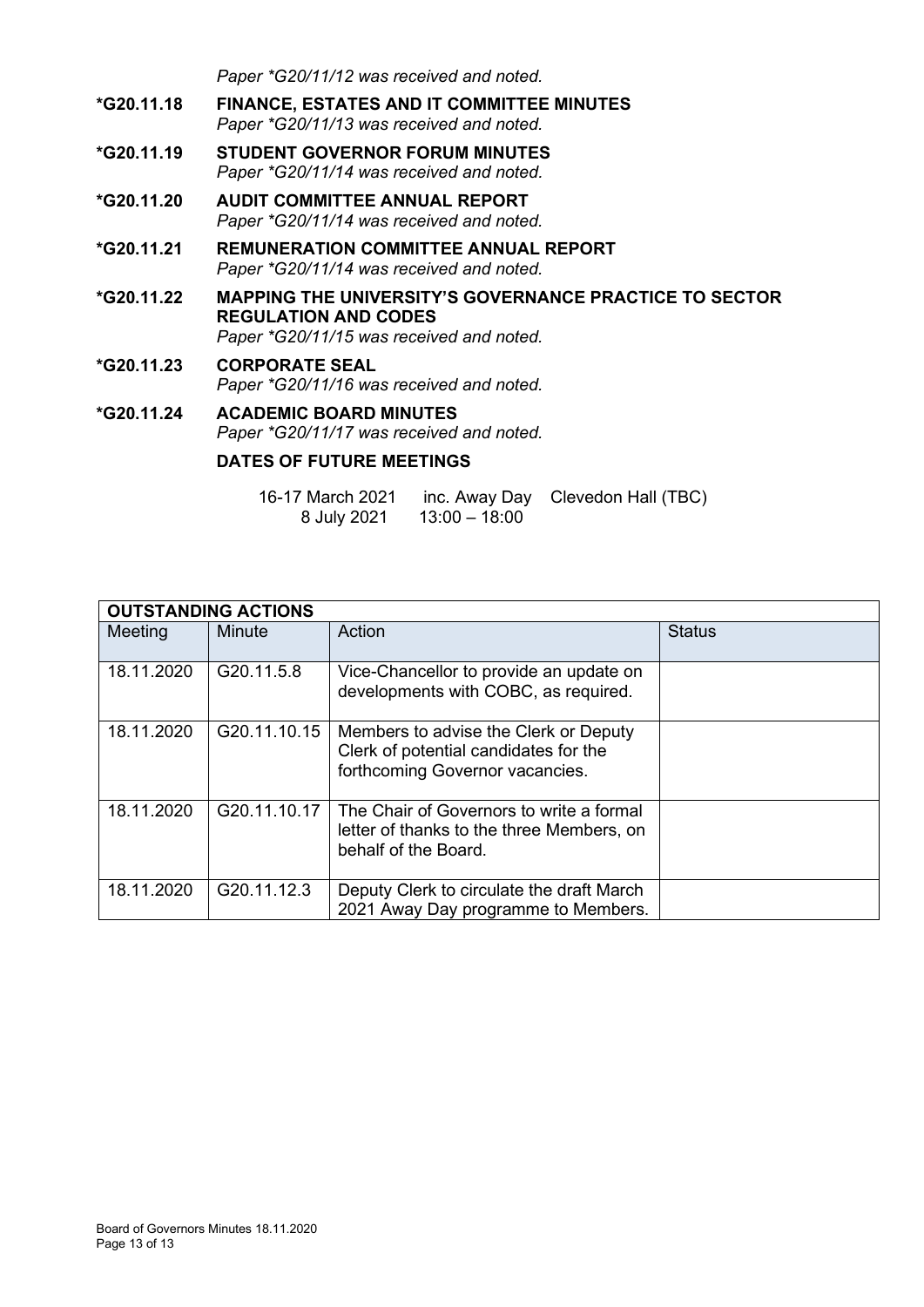*Paper *G20/11/12 was received and noted.*

**\*G20.11.18 FINANCE, ESTATES AND IT COMMITTEE MINUTES**
*Paper *G20/11/13 was received and noted.*

**\*G20.11.19 STUDENT GOVERNOR FORUM MINUTES**
*Paper *G20/11/14 was received and noted.*

**\*G20.11.20 AUDIT COMMITTEE ANNUAL REPORT**
*Paper *G20/11/14 was received and noted.*

**\*G20.11.21 REMUNERATION COMMITTEE ANNUAL REPORT**
*Paper *G20/11/14 was received and noted.*

**\*G20.11.22 MAPPING THE UNIVERSITY'S GOVERNANCE PRACTICE TO SECTOR REGULATION AND CODES**
*Paper *G20/11/15 was received and noted.*

**\*G20.11.23 CORPORATE SEAL**
*Paper *G20/11/16 was received and noted.*

**\*G20.11.24 ACADEMIC BOARD MINUTES**
*Paper *G20/11/17 was received and noted.*

**DATES OF FUTURE MEETINGS**

| | | |
|---|---|---|
| 16-17 March 2021 | inc. Away Day | Clevedon Hall (TBC) |
| 8 July 2021 | 13:00 – 18:00 | |

| **OUTSTANDING ACTIONS** | | | |
|---|---|---|---|
| Meeting | Minute | Action | Status |
| 18.11.2020 | G20.11.5.8 | Vice-Chancellor to provide an update on developments with COBC, as required. | |
| 18.11.2020 | G20.11.10.15 | Members to advise the Clerk or Deputy Clerk of potential candidates for the forthcoming Governor vacancies. | |
| 18.11.2020 | G20.11.10.17 | The Chair of Governors to write a formal letter of thanks to the three Members, on behalf of the Board. | |
| 18.11.2020 | G20.11.12.3 | Deputy Clerk to circulate the draft March 2021 Away Day programme to Members. | |